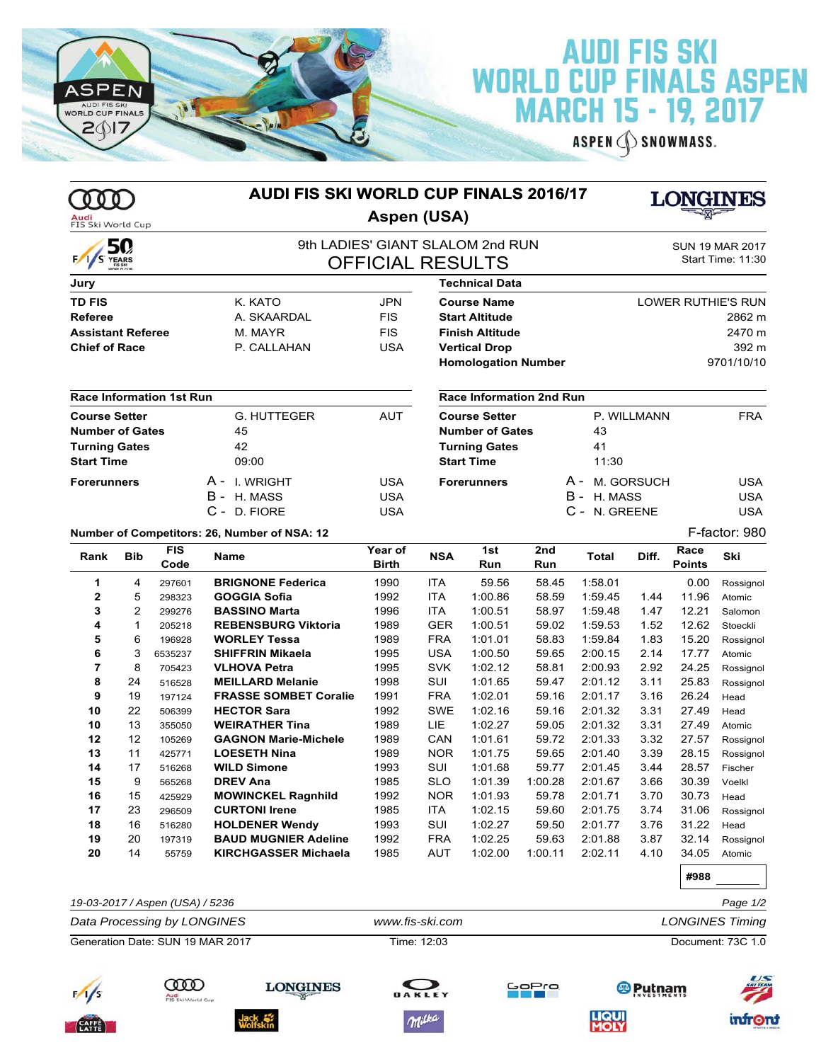# AUDI FIS SKI WORLD CUP FINALS ASPEN MARCH 15 - 19, 2017

## AUDI FIS SKI WORLD CUP FINALS 2016/17

## Aspen (USA)

### 9th LADIES' GIANT SLALOM 2nd RUN

### OFFICIAL RESULTS

SUN 19 MAR 2017
Start Time: 11:30

| Jury | | |
|---|---|---|
| **TD FIS** | K. KATO | JPN |
| **Referee** | A. SKAARDAL | FIS |
| **Assistant Referee** | M. MAYR | FIS |
| **Chief of Race** | P. CALLAHAN | USA |

| Technical Data | |
|---|---|
| **Course Name** | LOWER RUTHIE'S RUN |
| **Start Altitude** | 2862 m |
| **Finish Altitude** | 2470 m |
| **Vertical Drop** | 392 m |
| **Homologation Number** | 9701/10/10 |

| Race Information 1st Run | | |
|---|---|---|
| **Course Setter** | G. HUTTEGER | AUT |
| **Number of Gates** | 45 | |
| **Turning Gates** | 42 | |
| **Start Time** | 09:00 | |
| **Forerunners** | A - I. WRIGHT | USA |
| | B - H. MASS | USA |
| | C - D. FIORE | USA |

| Race Information 2nd Run | | |
|---|---|---|
| **Course Setter** | P. WILLMANN | FRA |
| **Number of Gates** | 43 | |
| **Turning Gates** | 41 | |
| **Start Time** | 11:30 | |
| **Forerunners** | A - M. GORSUCH | USA |
| | B - H. MASS | USA |
| | C - N. GREENE | USA |

**Number of Competitors: 26, Number of NSA: 12** F-factor: 980

| Rank | Bib | FIS Code | Name | Year of Birth | NSA | 1st Run | 2nd Run | Total | Diff. | Race Points | Ski |
|---|---|---|---|---|---|---|---|---|---|---|---|
| 1 | 4 | 297601 | **BRIGNONE Federica** | 1990 | ITA | 59.56 | 58.45 | 1:58.01 | | 0.00 | Rossignol |
| 2 | 5 | 298323 | **GOGGIA Sofia** | 1992 | ITA | 1:00.86 | 58.59 | 1:59.45 | 1.44 | 11.96 | Atomic |
| 3 | 2 | 299276 | **BASSINO Marta** | 1996 | ITA | 1:00.51 | 58.97 | 1:59.48 | 1.47 | 12.21 | Salomon |
| 4 | 1 | 205218 | **REBENSBURG Viktoria** | 1989 | GER | 1:00.51 | 59.02 | 1:59.53 | 1.52 | 12.62 | Stoeckli |
| 5 | 6 | 196928 | **WORLEY Tessa** | 1989 | FRA | 1:01.01 | 58.83 | 1:59.84 | 1.83 | 15.20 | Rossignol |
| 6 | 3 | 6535237 | **SHIFFRIN Mikaela** | 1995 | USA | 1:00.50 | 59.65 | 2:00.15 | 2.14 | 17.77 | Atomic |
| 7 | 8 | 705423 | **VLHOVA Petra** | 1995 | SVK | 1:02.12 | 58.81 | 2:00.93 | 2.92 | 24.25 | Rossignol |
| 8 | 24 | 516528 | **MEILLARD Melanie** | 1998 | SUI | 1:01.65 | 59.47 | 2:01.12 | 3.11 | 25.83 | Rossignol |
| 9 | 19 | 197124 | **FRASSE SOMBET Coralie** | 1991 | FRA | 1:02.01 | 59.16 | 2:01.17 | 3.16 | 26.24 | Head |
| 10 | 22 | 506399 | **HECTOR Sara** | 1992 | SWE | 1:02.16 | 59.16 | 2:01.32 | 3.31 | 27.49 | Head |
| 10 | 13 | 355050 | **WEIRATHER Tina** | 1989 | LIE | 1:02.27 | 59.05 | 2:01.32 | 3.31 | 27.49 | Atomic |
| 12 | 12 | 105269 | **GAGNON Marie-Michele** | 1989 | CAN | 1:01.61 | 59.72 | 2:01.33 | 3.32 | 27.57 | Rossignol |
| 13 | 11 | 425771 | **LOESETH Nina** | 1989 | NOR | 1:01.75 | 59.65 | 2:01.40 | 3.39 | 28.15 | Rossignol |
| 14 | 17 | 516268 | **WILD Simone** | 1993 | SUI | 1:01.68 | 59.77 | 2:01.45 | 3.44 | 28.57 | Fischer |
| 15 | 9 | 565268 | **DREV Ana** | 1985 | SLO | 1:01.39 | 1:00.28 | 2:01.67 | 3.66 | 30.39 | Voelkl |
| 16 | 15 | 425929 | **MOWINCKEL Ragnhild** | 1992 | NOR | 1:01.93 | 59.78 | 2:01.71 | 3.70 | 30.73 | Head |
| 17 | 23 | 296509 | **CURTONI Irene** | 1985 | ITA | 1:02.15 | 59.60 | 2:01.75 | 3.74 | 31.06 | Rossignol |
| 18 | 16 | 516280 | **HOLDENER Wendy** | 1993 | SUI | 1:02.27 | 59.50 | 2:01.77 | 3.76 | 31.22 | Head |
| 19 | 20 | 197319 | **BAUD MUGNIER Adeline** | 1992 | FRA | 1:02.25 | 59.63 | 2:01.88 | 3.87 | 32.14 | Rossignol |
| 20 | 14 | 55759 | **KIRCHGASSER Michaela** | 1985 | AUT | 1:02.00 | 1:00.11 | 2:02.11 | 4.10 | 34.05 | Atomic |

**#988**

*19-03-2017 / Aspen (USA) / 5236*

*Data Processing by LONGINES* — *www.fis-ski.com* — *LONGINES Timing*

Generation Date: SUN 19 MAR 2017 — Time: 12:03 — Document: 73C 1.0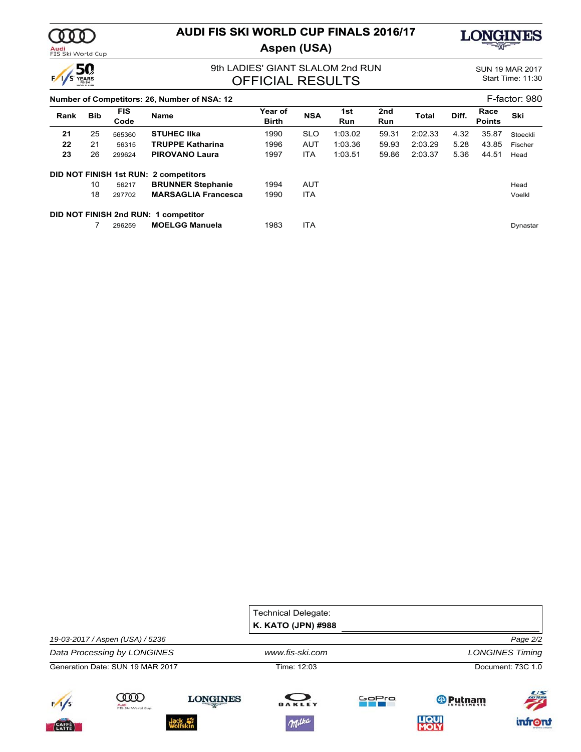# AUDI FIS SKI WORLD CUP FINALS 2016/17

## Aspen (USA)

9th LADIES' GIANT SLALOM 2nd RUN

OFFICIAL RESULTS

SUN 19 MAR 2017
Start Time: 11:30

**Number of Competitors: 26, Number of NSA: 12** F-factor: 980

| Rank | Bib | FIS Code | Name | Year of Birth | NSA | 1st Run | 2nd Run | Total | Diff. | Race Points | Ski |
|---|---|---|---|---|---|---|---|---|---|---|---|
| **21** | 25 | 565360 | **STUHEC Ilka** | 1990 | SLO | 1:03.02 | 59.31 | 2:02.33 | 4.32 | 35.87 | Stoeckli |
| **22** | 21 | 56315 | **TRUPPE Katharina** | 1996 | AUT | 1:03.36 | 59.93 | 2:03.29 | 5.28 | 43.85 | Fischer |
| **23** | 26 | 299624 | **PIROVANO Laura** | 1997 | ITA | 1:03.51 | 59.86 | 2:03.37 | 5.36 | 44.51 | Head |
| **DID NOT FINISH 1st RUN: 2 competitors** | | | | | | | | | | | |
| | 10 | 56217 | **BRUNNER Stephanie** | 1994 | AUT | | | | | | Head |
| | 18 | 297702 | **MARSAGLIA Francesca** | 1990 | ITA | | | | | | Voelkl |
| **DID NOT FINISH 2nd RUN: 1 competitor** | | | | | | | | | | | |
| | 7 | 296259 | **MOELGG Manuela** | 1983 | ITA | | | | | | Dynastar |

Technical Delegate:
**K. KATO (JPN) #988**

*19-03-2017 / Aspen (USA) / 5236*

*Data Processing by LONGINES* | *www.fis-ski.com* | *LONGINES Timing*

Generation Date: SUN 19 MAR 2017 | Time: 12:03 | Document: 73C 1.0